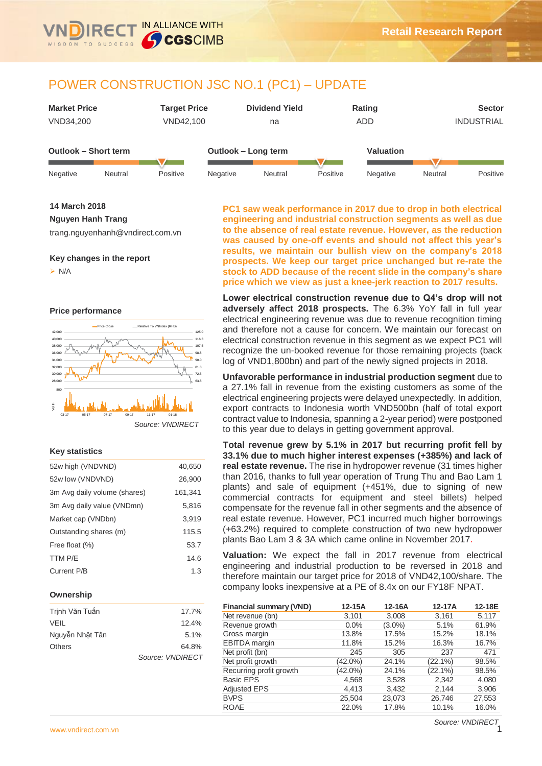# POWER CONSTRUCTION JSC NO.1 (PC1) – UPDATE

| Market Price | Target Price | Dividend Yield | Rating | Sector |
|---|---|---|---|---|
| VND34,200 | VND42,100 | na | ADD | INDUSTRIAL |

| Outlook – Short term | Outlook – Long term | Valuation |
|---|---|---|
| Negative / Neutral / **Positive** | Negative / Neutral / **Positive** | Negative / **Neutral** / Positive |

**14 March 2018**

**Nguyen Hanh Trang**

trang.nguyenhanh@vndirect.com.vn

**Key changes in the report**

- N/A

**Price performance**

*Source: VNDIRECT*

**Key statistics**

| | |
|---|---|
| 52w high (VNDVND) | 40,650 |
| 52w low (VNDVND) | 26,900 |
| 3m Avg daily volume (shares) | 161,341 |
| 3m Avg daily value (VNDmn) | 5,816 |
| Market cap (VNDbn) | 3,919 |
| Outstanding shares (m) | 115.5 |
| Free float (%) | 53.7 |
| TTM P/E | 14.6 |
| Current P/B | 1.3 |

**Ownership**

| | |
|---|---|
| Trịnh Văn Tuấn | 17.7% |
| VEIL | 12.4% |
| Nguyễn Nhật Tân | 5.1% |
| Others | 64.8% |

*Source: VNDIRECT*

**PC1 saw weak performance in 2017 due to drop in both electrical engineering and industrial construction segments as well as due to the absence of real estate revenue. However, as the reduction was caused by one-off events and should not affect this year's results, we maintain our bullish view on the company's 2018 prospects. We keep our target price unchanged but re-rate the stock to ADD because of the recent slide in the company's share price which we view as just a knee-jerk reaction to 2017 results.**

**Lower electrical construction revenue due to Q4's drop will not adversely affect 2018 prospects.** The 6.3% YoY fall in full year electrical engineering revenue was due to revenue recognition timing and therefore not a cause for concern. We maintain our forecast on electrical construction revenue in this segment as we expect PC1 will recognize the un-booked revenue for those remaining projects (back log of VND1,800bn) and part of the newly signed projects in 2018.

**Unfavorable performance in industrial production segment** due to a 27.1% fall in revenue from the existing customers as some of the electrical engineering projects were delayed unexpectedly. In addition, export contracts to Indonesia worth VND500bn (half of total export contract value to Indonesia, spanning a 2-year period) were postponed to this year due to delays in getting government approval.

**Total revenue grew by 5.1% in 2017 but recurring profit fell by 33.1% due to much higher interest expenses (+385%) and lack of real estate revenue.** The rise in hydropower revenue (31 times higher than 2016, thanks to full year operation of Trung Thu and Bao Lam 1 plants) and sale of equipment (+451%, due to signing of new commercial contracts for equipment and steel billets) helped compensate for the revenue fall in other segments and the absence of real estate revenue. However, PC1 incurred much higher borrowings (+63.2%) required to complete construction of two new hydropower plants Bao Lam 3 & 3A which came online in November 2017.

**Valuation:** We expect the fall in 2017 revenue from electrical engineering and industrial production to be reversed in 2018 and therefore maintain our target price for 2018 of VND42,100/share. The company looks inexpensive at a PE of 8.4x on our FY18F NPAT.

| Financial summary (VND) | 12-15A | 12-16A | 12-17A | 12-18E |
|---|---|---|---|---|
| Net revenue (bn) | 3,101 | 3,008 | 3,161 | 5,117 |
| Revenue growth | 0.0% | (3.0%) | 5.1% | 61.9% |
| Gross margin | 13.8% | 17.5% | 15.2% | 18.1% |
| EBITDA margin | 11.8% | 15.2% | 16.3% | 16.7% |
| Net profit (bn) | 245 | 305 | 237 | 471 |
| Net profit growth | (42.0%) | 24.1% | (22.1%) | 98.5% |
| Recurring profit growth | (42.0%) | 24.1% | (22.1%) | 98.5% |
| Basic EPS | 4,568 | 3,528 | 2,342 | 4,080 |
| Adjusted EPS | 4,413 | 3,432 | 2,144 | 3,906 |
| BVPS | 25,504 | 23,073 | 26,746 | 27,553 |
| ROAE | 22.0% | 17.8% | 10.1% | 16.0% |

*Source: VNDIRECT*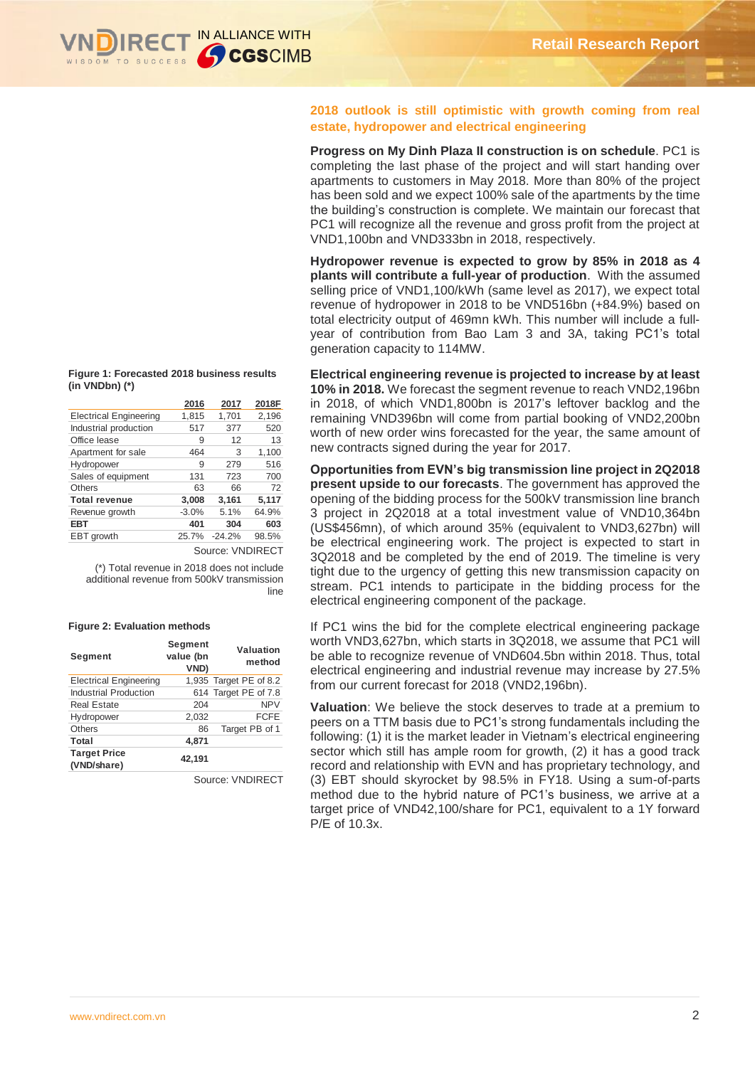## 2018 outlook is still optimistic with growth coming from real estate, hydropower and electrical engineering

**Progress on My Dinh Plaza II construction is on schedule**. PC1 is completing the last phase of the project and will start handing over apartments to customers in May 2018. More than 80% of the project has been sold and we expect 100% sale of the apartments by the time the building's construction is complete. We maintain our forecast that PC1 will recognize all the revenue and gross profit from the project at VND1,100bn and VND333bn in 2018, respectively.

**Hydropower revenue is expected to grow by 85% in 2018 as 4 plants will contribute a full-year of production**. With the assumed selling price of VND1,100/kWh (same level as 2017), we expect total revenue of hydropower in 2018 to be VND516bn (+84.9%) based on total electricity output of 469mn kWh. This number will include a full-year of contribution from Bao Lam 3 and 3A, taking PC1's total generation capacity to 114MW.

**Figure 1: Forecasted 2018 business results (in VNDbn) (*)**

| | 2016 | 2017 | 2018F |
|---|---|---|---|
| Electrical Engineering | 1,815 | 1,701 | 2,196 |
| Industrial production | 517 | 377 | 520 |
| Office lease | 9 | 12 | 13 |
| Apartment for sale | 464 | 3 | 1,100 |
| Hydropower | 9 | 279 | 516 |
| Sales of equipment | 131 | 723 | 700 |
| Others | 63 | 66 | 72 |
| **Total revenue** | **3,008** | **3,161** | **5,117** |
| Revenue growth | -3.0% | 5.1% | 64.9% |
| **EBT** | **401** | **304** | **603** |
| EBT growth | 25.7% | -24.2% | 98.5% |

Source: VNDIRECT

(*) Total revenue in 2018 does not include additional revenue from 500kV transmission line

**Electrical engineering revenue is projected to increase by at least 10% in 2018.** We forecast the segment revenue to reach VND2,196bn in 2018, of which VND1,800bn is 2017's leftover backlog and the remaining VND396bn will come from partial booking of VND2,200bn worth of new order wins forecasted for the year, the same amount of new contracts signed during the year for 2017.

**Opportunities from EVN's big transmission line project in 2Q2018 present upside to our forecasts**. The government has approved the opening of the bidding process for the 500kV transmission line branch 3 project in 2Q2018 at a total investment value of VND10,364bn (US$456mn), of which around 35% (equivalent to VND3,627bn) will be electrical engineering work. The project is expected to start in 3Q2018 and be completed by the end of 2019. The timeline is very tight due to the urgency of getting this new transmission capacity on stream. PC1 intends to participate in the bidding process for the electrical engineering component of the package.

If PC1 wins the bid for the complete electrical engineering package worth VND3,627bn, which starts in 3Q2018, we assume that PC1 will be able to recognize revenue of VND604.5bn within 2018. Thus, total electrical engineering and industrial revenue may increase by 27.5% from our current forecast for 2018 (VND2,196bn).

**Figure 2: Evaluation methods**

| Segment | Segment value (bn VND) | Valuation method |
|---|---|---|
| Electrical Engineering | 1,935 | Target PE of 8.2 |
| Industrial Production | 614 | Target PE of 7.8 |
| Real Estate | 204 | NPV |
| Hydropower | 2,032 | FCFE |
| Others | 86 | Target PB of 1 |
| **Total** | **4,871** | |
| **Target Price (VND/share)** | **42,191** | |

Source: VNDIRECT

**Valuation**: We believe the stock deserves to trade at a premium to peers on a TTM basis due to PC1's strong fundamentals including the following: (1) it is the market leader in Vietnam's electrical engineering sector which still has ample room for growth, (2) it has a good track record and relationship with EVN and has proprietary technology, and (3) EBT should skyrocket by 98.5% in FY18. Using a sum-of-parts method due to the hybrid nature of PC1's business, we arrive at a target price of VND42,100/share for PC1, equivalent to a 1Y forward P/E of 10.3x.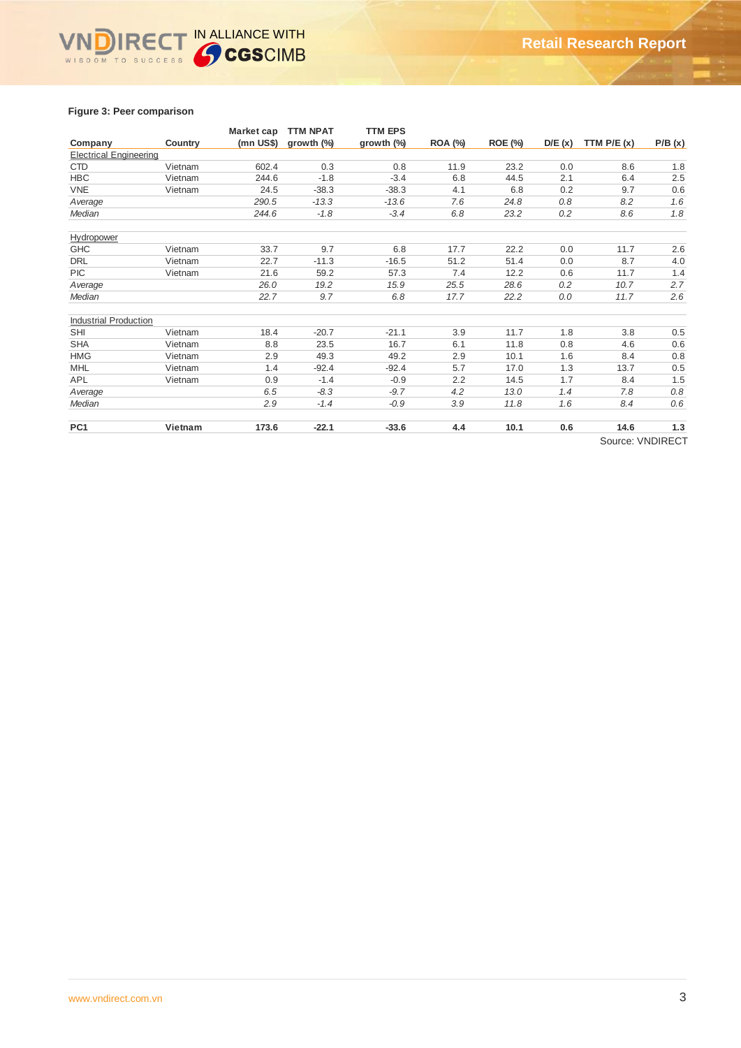**Figure 3: Peer comparison**

| Company | Country | Market cap (mn US$) | TTM NPAT growth (%) | TTM EPS growth (%) | ROA (%) | ROE (%) | D/E (x) | TTM P/E (x) | P/B (x) |
|---|---|---|---|---|---|---|---|---|---|
| Electrical Engineering | | | | | | | | | |
| CTD | Vietnam | 602.4 | 0.3 | 0.8 | 11.9 | 23.2 | 0.0 | 8.6 | 1.8 |
| HBC | Vietnam | 244.6 | -1.8 | -3.4 | 6.8 | 44.5 | 2.1 | 6.4 | 2.5 |
| VNE | Vietnam | 24.5 | -38.3 | -38.3 | 4.1 | 6.8 | 0.2 | 9.7 | 0.6 |
| *Average* | | *290.5* | *-13.3* | *-13.6* | *7.6* | *24.8* | *0.8* | *8.2* | *1.6* |
| *Median* | | *244.6* | *-1.8* | *-3.4* | *6.8* | *23.2* | *0.2* | *8.6* | *1.8* |
| Hydropower | | | | | | | | | |
| GHC | Vietnam | 33.7 | 9.7 | 6.8 | 17.7 | 22.2 | 0.0 | 11.7 | 2.6 |
| DRL | Vietnam | 22.7 | -11.3 | -16.5 | 51.2 | 51.4 | 0.0 | 8.7 | 4.0 |
| PIC | Vietnam | 21.6 | 59.2 | 57.3 | 7.4 | 12.2 | 0.6 | 11.7 | 1.4 |
| *Average* | | *26.0* | *19.2* | *15.9* | *25.5* | *28.6* | *0.2* | *10.7* | *2.7* |
| *Median* | | *22.7* | *9.7* | *6.8* | *17.7* | *22.2* | *0.0* | *11.7* | *2.6* |
| Industrial Production | | | | | | | | | |
| SHI | Vietnam | 18.4 | -20.7 | -21.1 | 3.9 | 11.7 | 1.8 | 3.8 | 0.5 |
| SHA | Vietnam | 8.8 | 23.5 | 16.7 | 6.1 | 11.8 | 0.8 | 4.6 | 0.6 |
| HMG | Vietnam | 2.9 | 49.3 | 49.2 | 2.9 | 10.1 | 1.6 | 8.4 | 0.8 |
| MHL | Vietnam | 1.4 | -92.4 | -92.4 | 5.7 | 17.0 | 1.3 | 13.7 | 0.5 |
| APL | Vietnam | 0.9 | -1.4 | -0.9 | 2.2 | 14.5 | 1.7 | 8.4 | 1.5 |
| *Average* | | *6.5* | *-8.3* | *-9.7* | *4.2* | *13.0* | *1.4* | *7.8* | *0.8* |
| *Median* | | *2.9* | *-1.4* | *-0.9* | *3.9* | *11.8* | *1.6* | *8.4* | *0.6* |
| **PC1** | **Vietnam** | **173.6** | **-22.1** | **-33.6** | **4.4** | **10.1** | **0.6** | **14.6** | **1.3** |

Source: VNDIRECT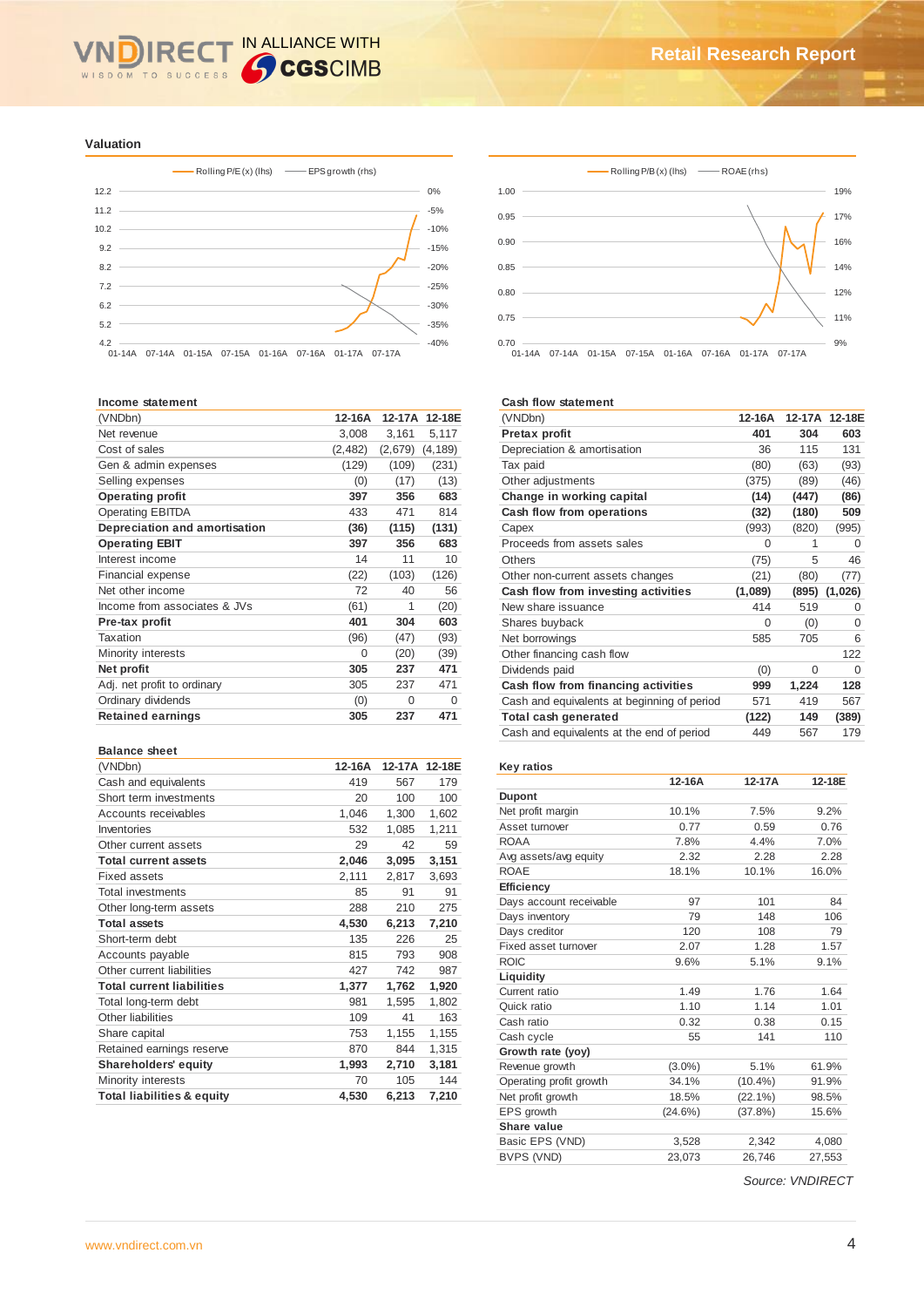## Valuation

Rolling P/E (x) (lhs) — EPS growth (rhs)

Rolling P/B (x) (lhs) — ROAE (rhs)

### Income statement

| (VNDbn) | 12-16A | 12-17A | 12-18E |
|---|---|---|---|
| Net revenue | 3,008 | 3,161 | 5,117 |
| Cost of sales | (2,482) | (2,679) | (4,189) |
| Gen & admin expenses | (129) | (109) | (231) |
| Selling expenses | (0) | (17) | (13) |
| **Operating profit** | **397** | **356** | **683** |
| Operating EBITDA | 433 | 471 | 814 |
| **Depreciation and amortisation** | **(36)** | **(115)** | **(131)** |
| **Operating EBIT** | **397** | **356** | **683** |
| Interest income | 14 | 11 | 10 |
| Financial expense | (22) | (103) | (126) |
| Net other income | 72 | 40 | 56 |
| Income from associates & JVs | (61) | 1 | (20) |
| **Pre-tax profit** | **401** | **304** | **603** |
| Taxation | (96) | (47) | (93) |
| Minority interests | 0 | (20) | (39) |
| **Net profit** | **305** | **237** | **471** |
| Adj. net profit to ordinary | 305 | 237 | 471 |
| Ordinary dividends | (0) | 0 | 0 |
| **Retained earnings** | **305** | **237** | **471** |

### Balance sheet

| (VNDbn) | 12-16A | 12-17A | 12-18E |
|---|---|---|---|
| Cash and equivalents | 419 | 567 | 179 |
| Short term investments | 20 | 100 | 100 |
| Accounts receivables | 1,046 | 1,300 | 1,602 |
| Inventories | 532 | 1,085 | 1,211 |
| Other current assets | 29 | 42 | 59 |
| **Total current assets** | **2,046** | **3,095** | **3,151** |
| Fixed assets | 2,111 | 2,817 | 3,693 |
| Total investments | 85 | 91 | 91 |
| Other long-term assets | 288 | 210 | 275 |
| **Total assets** | **4,530** | **6,213** | **7,210** |
| Short-term debt | 135 | 226 | 25 |
| Accounts payable | 815 | 793 | 908 |
| Other current liabilities | 427 | 742 | 987 |
| **Total current liabilities** | **1,377** | **1,762** | **1,920** |
| Total long-term debt | 981 | 1,595 | 1,802 |
| Other liabilities | 109 | 41 | 163 |
| Share capital | 753 | 1,155 | 1,155 |
| Retained earnings reserve | 870 | 844 | 1,315 |
| **Shareholders' equity** | **1,993** | **2,710** | **3,181** |
| Minority interests | 70 | 105 | 144 |
| **Total liabilities & equity** | **4,530** | **6,213** | **7,210** |

### Cash flow statement

| (VNDbn) | 12-16A | 12-17A | 12-18E |
|---|---|---|---|
| **Pretax profit** | **401** | **304** | **603** |
| Depreciation & amortisation | 36 | 115 | 131 |
| Tax paid | (80) | (63) | (93) |
| Other adjustments | (375) | (89) | (46) |
| **Change in working capital** | **(14)** | **(447)** | **(86)** |
| **Cash flow from operations** | **(32)** | **(180)** | **509** |
| Capex | (993) | (820) | (995) |
| Proceeds from assets sales | 0 | 1 | 0 |
| Others | (75) | 5 | 46 |
| Other non-current assets changes | (21) | (80) | (77) |
| **Cash flow from investing activities** | **(1,089)** | **(895)** | **(1,026)** |
| New share issuance | 414 | 519 | 0 |
| Shares buyback | 0 | (0) | 0 |
| Net borrowings | 585 | 705 | 6 |
| Other financing cash flow | | | 122 |
| Dividends paid | (0) | 0 | 0 |
| **Cash flow from financing activities** | **999** | **1,224** | **128** |
| Cash and equivalents at beginning of period | 571 | 419 | 567 |
| **Total cash generated** | **(122)** | **149** | **(389)** |
| Cash and equivalents at the end of period | 449 | 567 | 179 |

### Key ratios

| | 12-16A | 12-17A | 12-18E |
|---|---|---|---|
| **Dupont** | | | |
| Net profit margin | 10.1% | 7.5% | 9.2% |
| Asset turnover | 0.77 | 0.59 | 0.76 |
| ROAA | 7.8% | 4.4% | 7.0% |
| Avg assets/avg equity | 2.32 | 2.28 | 2.28 |
| ROAE | 18.1% | 10.1% | 16.0% |
| **Efficiency** | | | |
| Days account receivable | 97 | 101 | 84 |
| Days inventory | 79 | 148 | 106 |
| Days creditor | 120 | 108 | 79 |
| Fixed asset turnover | 2.07 | 1.28 | 1.57 |
| ROIC | 9.6% | 5.1% | 9.1% |
| **Liquidity** | | | |
| Current ratio | 1.49 | 1.76 | 1.64 |
| Quick ratio | 1.10 | 1.14 | 1.01 |
| Cash ratio | 0.32 | 0.38 | 0.15 |
| Cash cycle | 55 | 141 | 110 |
| **Growth rate (yoy)** | | | |
| Revenue growth | (3.0%) | 5.1% | 61.9% |
| Operating profit growth | 34.1% | (10.4%) | 91.9% |
| Net profit growth | 18.5% | (22.1%) | 98.5% |
| EPS growth | (24.6%) | (37.8%) | 15.6% |
| **Share value** | | | |
| Basic EPS (VND) | 3,528 | 2,342 | 4,080 |
| BVPS (VND) | 23,073 | 26,746 | 27,553 |

*Source: VNDIRECT*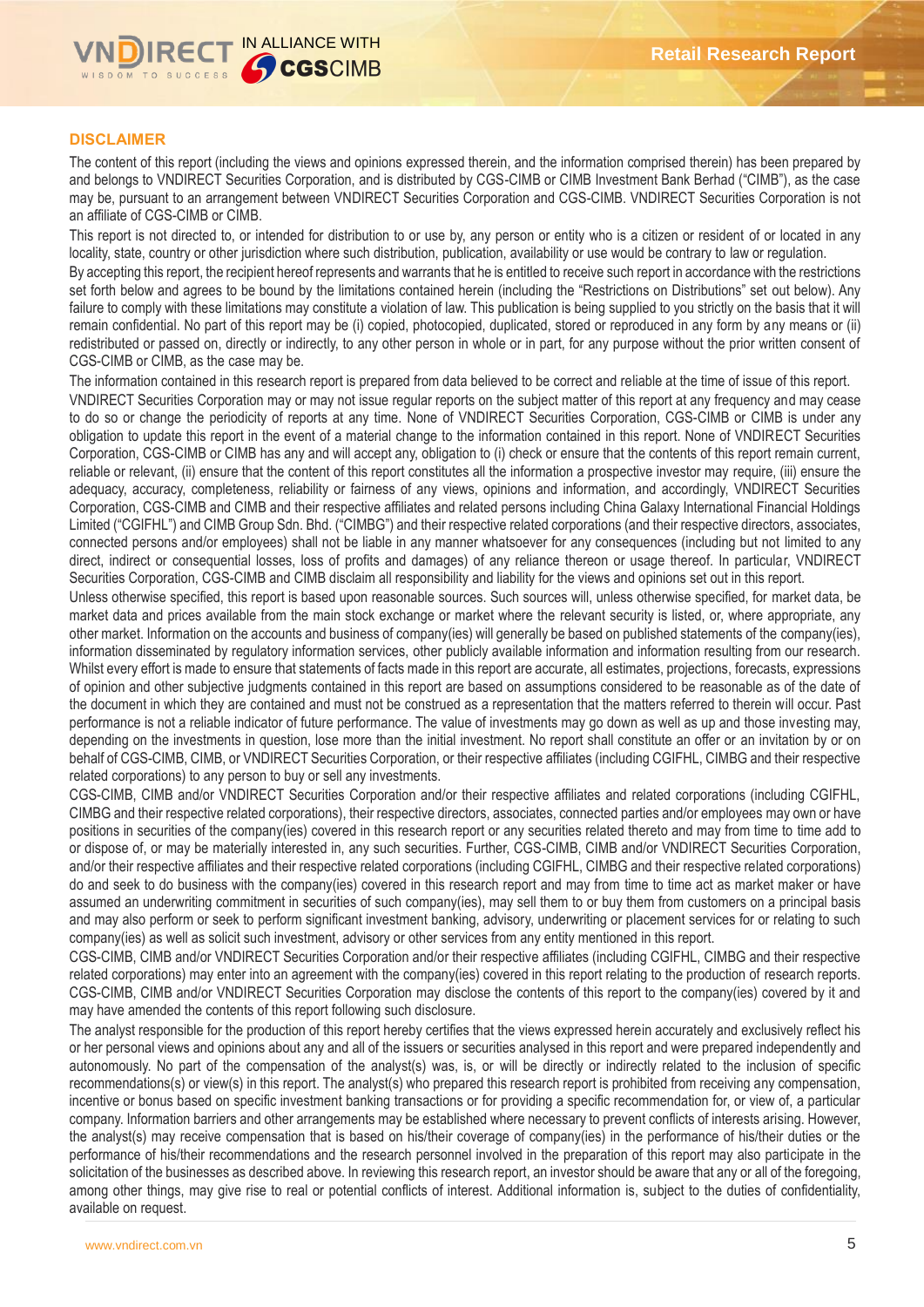## DISCLAIMER

The content of this report (including the views and opinions expressed therein, and the information comprised therein) has been prepared by and belongs to VNDIRECT Securities Corporation, and is distributed by CGS-CIMB or CIMB Investment Bank Berhad ("CIMB"), as the case may be, pursuant to an arrangement between VNDIRECT Securities Corporation and CGS-CIMB. VNDIRECT Securities Corporation is not an affiliate of CGS-CIMB or CIMB.

This report is not directed to, or intended for distribution to or use by, any person or entity who is a citizen or resident of or located in any locality, state, country or other jurisdiction where such distribution, publication, availability or use would be contrary to law or regulation.

By accepting this report, the recipient hereof represents and warrants that he is entitled to receive such report in accordance with the restrictions set forth below and agrees to be bound by the limitations contained herein (including the "Restrictions on Distributions" set out below). Any failure to comply with these limitations may constitute a violation of law. This publication is being supplied to you strictly on the basis that it will remain confidential. No part of this report may be (i) copied, photocopied, duplicated, stored or reproduced in any form by any means or (ii) redistributed or passed on, directly or indirectly, to any other person in whole or in part, for any purpose without the prior written consent of CGS-CIMB or CIMB, as the case may be.

The information contained in this research report is prepared from data believed to be correct and reliable at the time of issue of this report. VNDIRECT Securities Corporation may or may not issue regular reports on the subject matter of this report at any frequency and may cease to do so or change the periodicity of reports at any time. None of VNDIRECT Securities Corporation, CGS-CIMB or CIMB is under any obligation to update this report in the event of a material change to the information contained in this report. None of VNDIRECT Securities Corporation, CGS-CIMB or CIMB has any and will accept any, obligation to (i) check or ensure that the contents of this report remain current, reliable or relevant, (ii) ensure that the content of this report constitutes all the information a prospective investor may require, (iii) ensure the adequacy, accuracy, completeness, reliability or fairness of any views, opinions and information, and accordingly, VNDIRECT Securities Corporation, CGS-CIMB and CIMB and their respective affiliates and related persons including China Galaxy International Financial Holdings Limited ("CGIFHL") and CIMB Group Sdn. Bhd. ("CIMBG") and their respective related corporations (and their respective directors, associates, connected persons and/or employees) shall not be liable in any manner whatsoever for any consequences (including but not limited to any direct, indirect or consequential losses, loss of profits and damages) of any reliance thereon or usage thereof. In particular, VNDIRECT Securities Corporation, CGS-CIMB and CIMB disclaim all responsibility and liability for the views and opinions set out in this report.

Unless otherwise specified, this report is based upon reasonable sources. Such sources will, unless otherwise specified, for market data, be market data and prices available from the main stock exchange or market where the relevant security is listed, or, where appropriate, any other market. Information on the accounts and business of company(ies) will generally be based on published statements of the company(ies), information disseminated by regulatory information services, other publicly available information and information resulting from our research. Whilst every effort is made to ensure that statements of facts made in this report are accurate, all estimates, projections, forecasts, expressions of opinion and other subjective judgments contained in this report are based on assumptions considered to be reasonable as of the date of the document in which they are contained and must not be construed as a representation that the matters referred to therein will occur. Past performance is not a reliable indicator of future performance. The value of investments may go down as well as up and those investing may, depending on the investments in question, lose more than the initial investment. No report shall constitute an offer or an invitation by or on behalf of CGS-CIMB, CIMB, or VNDIRECT Securities Corporation, or their respective affiliates (including CGIFHL, CIMBG and their respective related corporations) to any person to buy or sell any investments.

CGS-CIMB, CIMB and/or VNDIRECT Securities Corporation and/or their respective affiliates and related corporations (including CGIFHL, CIMBG and their respective related corporations), their respective directors, associates, connected parties and/or employees may own or have positions in securities of the company(ies) covered in this research report or any securities related thereto and may from time to time add to or dispose of, or may be materially interested in, any such securities. Further, CGS-CIMB, CIMB and/or VNDIRECT Securities Corporation, and/or their respective affiliates and their respective related corporations (including CGIFHL, CIMBG and their respective related corporations) do and seek to do business with the company(ies) covered in this research report and may from time to time act as market maker or have assumed an underwriting commitment in securities of such company(ies), may sell them to or buy them from customers on a principal basis and may also perform or seek to perform significant investment banking, advisory, underwriting or placement services for or relating to such company(ies) as well as solicit such investment, advisory or other services from any entity mentioned in this report.

CGS-CIMB, CIMB and/or VNDIRECT Securities Corporation and/or their respective affiliates (including CGIFHL, CIMBG and their respective related corporations) may enter into an agreement with the company(ies) covered in this report relating to the production of research reports. CGS-CIMB, CIMB and/or VNDIRECT Securities Corporation may disclose the contents of this report to the company(ies) covered by it and may have amended the contents of this report following such disclosure.

The analyst responsible for the production of this report hereby certifies that the views expressed herein accurately and exclusively reflect his or her personal views and opinions about any and all of the issuers or securities analysed in this report and were prepared independently and autonomously. No part of the compensation of the analyst(s) was, is, or will be directly or indirectly related to the inclusion of specific recommendations(s) or view(s) in this report. The analyst(s) who prepared this research report is prohibited from receiving any compensation, incentive or bonus based on specific investment banking transactions or for providing a specific recommendation for, or view of, a particular company. Information barriers and other arrangements may be established where necessary to prevent conflicts of interests arising. However, the analyst(s) may receive compensation that is based on his/their coverage of company(ies) in the performance of his/their duties or the performance of his/their recommendations and the research personnel involved in the preparation of this report may also participate in the solicitation of the businesses as described above. In reviewing this research report, an investor should be aware that any or all of the foregoing, among other things, may give rise to real or potential conflicts of interest. Additional information is, subject to the duties of confidentiality, available on request.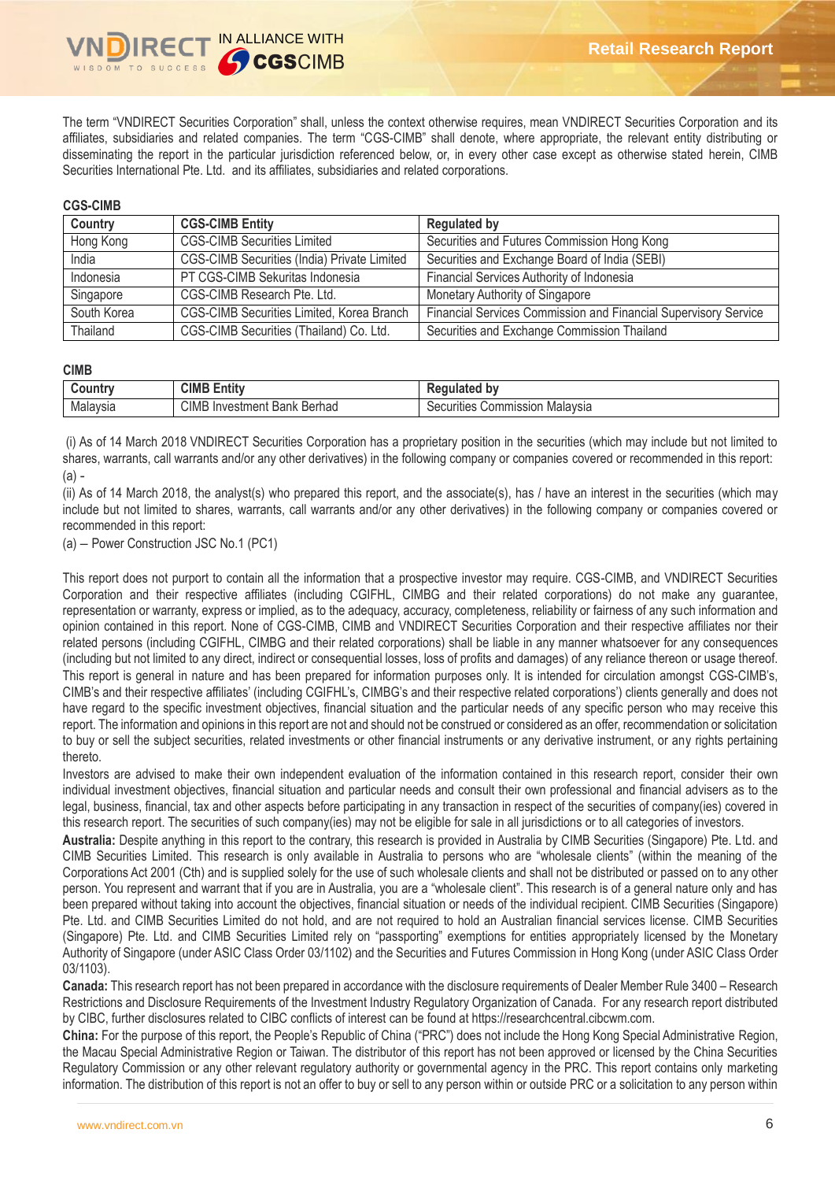The term "VNDIRECT Securities Corporation" shall, unless the context otherwise requires, mean VNDIRECT Securities Corporation and its affiliates, subsidiaries and related companies. The term "CGS-CIMB" shall denote, where appropriate, the relevant entity distributing or disseminating the report in the particular jurisdiction referenced below, or, in every other case except as otherwise stated herein, CIMB Securities International Pte. Ltd. and its affiliates, subsidiaries and related corporations.

**CGS-CIMB**

| Country | CGS-CIMB Entity | Regulated by |
|---|---|---|
| Hong Kong | CGS-CIMB Securities Limited | Securities and Futures Commission Hong Kong |
| India | CGS-CIMB Securities (India) Private Limited | Securities and Exchange Board of India (SEBI) |
| Indonesia | PT CGS-CIMB Sekuritas Indonesia | Financial Services Authority of Indonesia |
| Singapore | CGS-CIMB Research Pte. Ltd. | Monetary Authority of Singapore |
| South Korea | CGS-CIMB Securities Limited, Korea Branch | Financial Services Commission and Financial Supervisory Service |
| Thailand | CGS-CIMB Securities (Thailand) Co. Ltd. | Securities and Exchange Commission Thailand |

**CIMB**

| Country | CIMB Entity | Regulated by |
|---|---|---|
| Malaysia | CIMB Investment Bank Berhad | Securities Commission Malaysia |

(i) As of 14 March 2018 VNDIRECT Securities Corporation has a proprietary position in the securities (which may include but not limited to shares, warrants, call warrants and/or any other derivatives) in the following company or companies covered or recommended in this report:
(a) -
(ii) As of 14 March 2018, the analyst(s) who prepared this report, and the associate(s), has / have an interest in the securities (which may include but not limited to shares, warrants, call warrants and/or any other derivatives) in the following company or companies covered or recommended in this report:
(a) – Power Construction JSC No.1 (PC1)

This report does not purport to contain all the information that a prospective investor may require. CGS-CIMB, and VNDIRECT Securities Corporation and their respective affiliates (including CGIFHL, CIMBG and their related corporations) do not make any guarantee, representation or warranty, express or implied, as to the adequacy, accuracy, completeness, reliability or fairness of any such information and opinion contained in this report. None of CGS-CIMB, CIMB and VNDIRECT Securities Corporation and their respective affiliates nor their related persons (including CGIFHL, CIMBG and their related corporations) shall be liable in any manner whatsoever for any consequences (including but not limited to any direct, indirect or consequential losses, loss of profits and damages) of any reliance thereon or usage thereof.
This report is general in nature and has been prepared for information purposes only. It is intended for circulation amongst CGS-CIMB's, CIMB's and their respective affiliates' (including CGIFHL's, CIMBG's and their respective related corporations') clients generally and does not have regard to the specific investment objectives, financial situation and the particular needs of any specific person who may receive this report. The information and opinions in this report are not and should not be construed or considered as an offer, recommendation or solicitation to buy or sell the subject securities, related investments or other financial instruments or any derivative instrument, or any rights pertaining thereto.
Investors are advised to make their own independent evaluation of the information contained in this research report, consider their own individual investment objectives, financial situation and particular needs and consult their own professional and financial advisers as to the legal, business, financial, tax and other aspects before participating in any transaction in respect of the securities of company(ies) covered in this research report. The securities of such company(ies) may not be eligible for sale in all jurisdictions or to all categories of investors.
**Australia:** Despite anything in this report to the contrary, this research is provided in Australia by CIMB Securities (Singapore) Pte. Ltd. and CIMB Securities Limited. This research is only available in Australia to persons who are "wholesale clients" (within the meaning of the Corporations Act 2001 (Cth) and is supplied solely for the use of such wholesale clients and shall not be distributed or passed on to any other person. You represent and warrant that if you are in Australia, you are a "wholesale client". This research is of a general nature only and has been prepared without taking into account the objectives, financial situation or needs of the individual recipient. CIMB Securities (Singapore) Pte. Ltd. and CIMB Securities Limited do not hold, and are not required to hold an Australian financial services license. CIMB Securities (Singapore) Pte. Ltd. and CIMB Securities Limited rely on "passporting" exemptions for entities appropriately licensed by the Monetary Authority of Singapore (under ASIC Class Order 03/1102) and the Securities and Futures Commission in Hong Kong (under ASIC Class Order 03/1103).
**Canada:** This research report has not been prepared in accordance with the disclosure requirements of Dealer Member Rule 3400 – Research Restrictions and Disclosure Requirements of the Investment Industry Regulatory Organization of Canada. For any research report distributed by CIBC, further disclosures related to CIBC conflicts of interest can be found at https://researchcentral.cibcwm.com.
**China:** For the purpose of this report, the People's Republic of China ("PRC") does not include the Hong Kong Special Administrative Region, the Macau Special Administrative Region or Taiwan. The distributor of this report has not been approved or licensed by the China Securities Regulatory Commission or any other relevant regulatory authority or governmental agency in the PRC. This report contains only marketing information. The distribution of this report is not an offer to buy or sell to any person within or outside PRC or a solicitation to any person within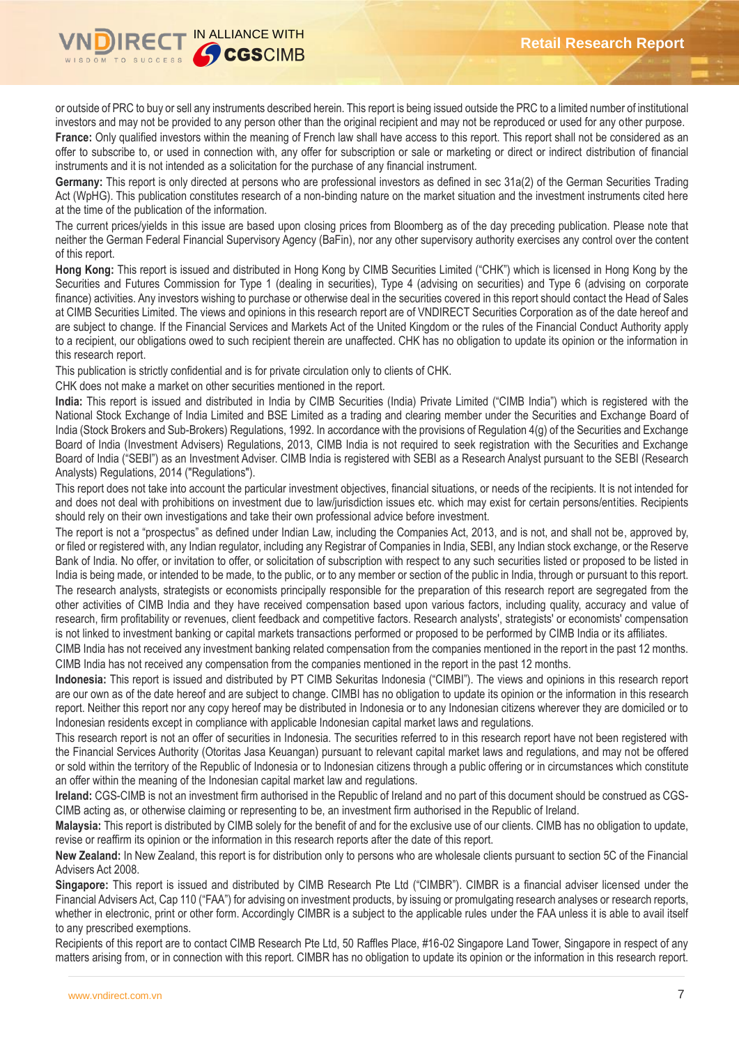or outside of PRC to buy or sell any instruments described herein. This report is being issued outside the PRC to a limited number of institutional investors and may not be provided to any person other than the original recipient and may not be reproduced or used for any other purpose.

**France:** Only qualified investors within the meaning of French law shall have access to this report. This report shall not be considered as an offer to subscribe to, or used in connection with, any offer for subscription or sale or marketing or direct or indirect distribution of financial instruments and it is not intended as a solicitation for the purchase of any financial instrument.

**Germany:** This report is only directed at persons who are professional investors as defined in sec 31a(2) of the German Securities Trading Act (WpHG). This publication constitutes research of a non-binding nature on the market situation and the investment instruments cited here at the time of the publication of the information.

The current prices/yields in this issue are based upon closing prices from Bloomberg as of the day preceding publication. Please note that neither the German Federal Financial Supervisory Agency (BaFin), nor any other supervisory authority exercises any control over the content of this report.

**Hong Kong:** This report is issued and distributed in Hong Kong by CIMB Securities Limited ("CHK") which is licensed in Hong Kong by the Securities and Futures Commission for Type 1 (dealing in securities), Type 4 (advising on securities) and Type 6 (advising on corporate finance) activities. Any investors wishing to purchase or otherwise deal in the securities covered in this report should contact the Head of Sales at CIMB Securities Limited. The views and opinions in this research report are of VNDIRECT Securities Corporation as of the date hereof and are subject to change. If the Financial Services and Markets Act of the United Kingdom or the rules of the Financial Conduct Authority apply to a recipient, our obligations owed to such recipient therein are unaffected. CHK has no obligation to update its opinion or the information in this research report.

This publication is strictly confidential and is for private circulation only to clients of CHK.

CHK does not make a market on other securities mentioned in the report.

**India:** This report is issued and distributed in India by CIMB Securities (India) Private Limited ("CIMB India") which is registered with the National Stock Exchange of India Limited and BSE Limited as a trading and clearing member under the Securities and Exchange Board of India (Stock Brokers and Sub-Brokers) Regulations, 1992. In accordance with the provisions of Regulation 4(g) of the Securities and Exchange Board of India (Investment Advisers) Regulations, 2013, CIMB India is not required to seek registration with the Securities and Exchange Board of India ("SEBI") as an Investment Adviser. CIMB India is registered with SEBI as a Research Analyst pursuant to the SEBI (Research Analysts) Regulations, 2014 ("Regulations").

This report does not take into account the particular investment objectives, financial situations, or needs of the recipients. It is not intended for and does not deal with prohibitions on investment due to law/jurisdiction issues etc. which may exist for certain persons/entities. Recipients should rely on their own investigations and take their own professional advice before investment.

The report is not a "prospectus" as defined under Indian Law, including the Companies Act, 2013, and is not, and shall not be, approved by, or filed or registered with, any Indian regulator, including any Registrar of Companies in India, SEBI, any Indian stock exchange, or the Reserve Bank of India. No offer, or invitation to offer, or solicitation of subscription with respect to any such securities listed or proposed to be listed in India is being made, or intended to be made, to the public, or to any member or section of the public in India, through or pursuant to this report.

The research analysts, strategists or economists principally responsible for the preparation of this research report are segregated from the other activities of CIMB India and they have received compensation based upon various factors, including quality, accuracy and value of research, firm profitability or revenues, client feedback and competitive factors. Research analysts', strategists' or economists' compensation is not linked to investment banking or capital markets transactions performed or proposed to be performed by CIMB India or its affiliates.

CIMB India has not received any investment banking related compensation from the companies mentioned in the report in the past 12 months. CIMB India has not received any compensation from the companies mentioned in the report in the past 12 months.

**Indonesia:** This report is issued and distributed by PT CIMB Sekuritas Indonesia ("CIMBI"). The views and opinions in this research report are our own as of the date hereof and are subject to change. CIMBI has no obligation to update its opinion or the information in this research report. Neither this report nor any copy hereof may be distributed in Indonesia or to any Indonesian citizens wherever they are domiciled or to Indonesian residents except in compliance with applicable Indonesian capital market laws and regulations.

This research report is not an offer of securities in Indonesia. The securities referred to in this research report have not been registered with the Financial Services Authority (Otoritas Jasa Keuangan) pursuant to relevant capital market laws and regulations, and may not be offered or sold within the territory of the Republic of Indonesia or to Indonesian citizens through a public offering or in circumstances which constitute an offer within the meaning of the Indonesian capital market law and regulations.

**Ireland:** CGS-CIMB is not an investment firm authorised in the Republic of Ireland and no part of this document should be construed as CGS-CIMB acting as, or otherwise claiming or representing to be, an investment firm authorised in the Republic of Ireland.

**Malaysia:** This report is distributed by CIMB solely for the benefit of and for the exclusive use of our clients. CIMB has no obligation to update, revise or reaffirm its opinion or the information in this research reports after the date of this report.

**New Zealand:** In New Zealand, this report is for distribution only to persons who are wholesale clients pursuant to section 5C of the Financial Advisers Act 2008.

**Singapore:** This report is issued and distributed by CIMB Research Pte Ltd ("CIMBR"). CIMBR is a financial adviser licensed under the Financial Advisers Act, Cap 110 ("FAA") for advising on investment products, by issuing or promulgating research analyses or research reports, whether in electronic, print or other form. Accordingly CIMBR is a subject to the applicable rules under the FAA unless it is able to avail itself to any prescribed exemptions.

Recipients of this report are to contact CIMB Research Pte Ltd, 50 Raffles Place, #16-02 Singapore Land Tower, Singapore in respect of any matters arising from, or in connection with this report. CIMBR has no obligation to update its opinion or the information in this research report.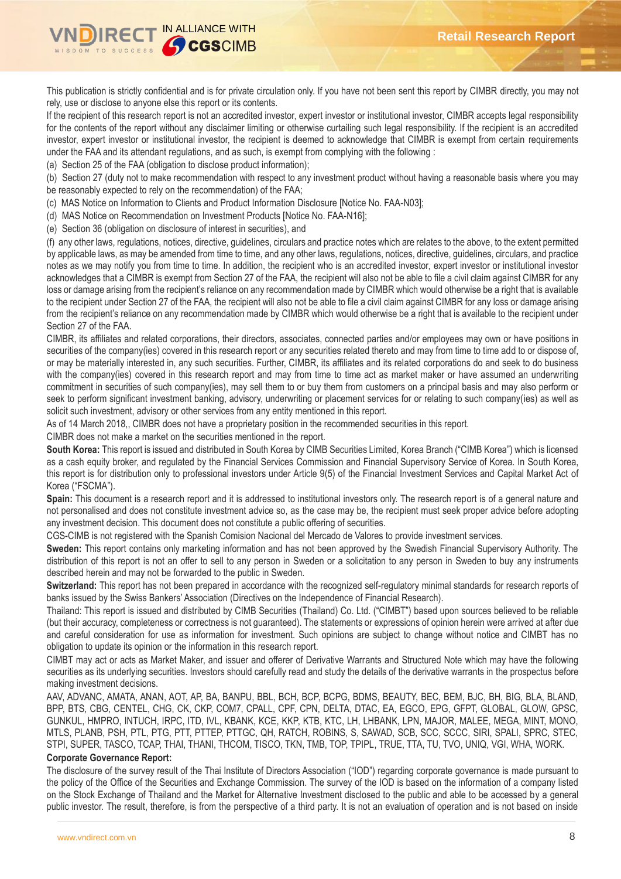This publication is strictly confidential and is for private circulation only. If you have not been sent this report by CIMBR directly, you may not rely, use or disclose to anyone else this report or its contents.

If the recipient of this research report is not an accredited investor, expert investor or institutional investor, CIMBR accepts legal responsibility for the contents of the report without any disclaimer limiting or otherwise curtailing such legal responsibility. If the recipient is an accredited investor, expert investor or institutional investor, the recipient is deemed to acknowledge that CIMBR is exempt from certain requirements under the FAA and its attendant regulations, and as such, is exempt from complying with the following :

(a) Section 25 of the FAA (obligation to disclose product information);

(b) Section 27 (duty not to make recommendation with respect to any investment product without having a reasonable basis where you may be reasonably expected to rely on the recommendation) of the FAA;

(c) MAS Notice on Information to Clients and Product Information Disclosure [Notice No. FAA-N03];

(d) MAS Notice on Recommendation on Investment Products [Notice No. FAA-N16];

(e) Section 36 (obligation on disclosure of interest in securities), and

(f) any other laws, regulations, notices, directive, guidelines, circulars and practice notes which are relates to the above, to the extent permitted by applicable laws, as may be amended from time to time, and any other laws, regulations, notices, directive, guidelines, circulars, and practice notes as we may notify you from time to time. In addition, the recipient who is an accredited investor, expert investor or institutional investor acknowledges that a CIMBR is exempt from Section 27 of the FAA, the recipient will also not be able to file a civil claim against CIMBR for any loss or damage arising from the recipient's reliance on any recommendation made by CIMBR which would otherwise be a right that is available to the recipient under Section 27 of the FAA, the recipient will also not be able to file a civil claim against CIMBR for any loss or damage arising from the recipient's reliance on any recommendation made by CIMBR which would otherwise be a right that is available to the recipient under Section 27 of the FAA.

CIMBR, its affiliates and related corporations, their directors, associates, connected parties and/or employees may own or have positions in securities of the company(ies) covered in this research report or any securities related thereto and may from time to time add to or dispose of, or may be materially interested in, any such securities. Further, CIMBR, its affiliates and its related corporations do and seek to do business with the company(ies) covered in this research report and may from time to time act as market maker or have assumed an underwriting commitment in securities of such company(ies), may sell them to or buy them from customers on a principal basis and may also perform or seek to perform significant investment banking, advisory, underwriting or placement services for or relating to such company(ies) as well as solicit such investment, advisory or other services from any entity mentioned in this report.

As of 14 March 2018,, CIMBR does not have a proprietary position in the recommended securities in this report.

CIMBR does not make a market on the securities mentioned in the report.

**South Korea:** This report is issued and distributed in South Korea by CIMB Securities Limited, Korea Branch ("CIMB Korea") which is licensed as a cash equity broker, and regulated by the Financial Services Commission and Financial Supervisory Service of Korea. In South Korea, this report is for distribution only to professional investors under Article 9(5) of the Financial Investment Service and Capital Market Act of Korea ("FSCMA").

**Spain:** This document is a research report and it is addressed to institutional investors only. The research report is of a general nature and not personalised and does not constitute investment advice so, as the case may be, the recipient must seek proper advice before adopting any investment decision. This document does not constitute a public offering of securities.

CGS-CIMB is not registered with the Spanish Comision Nacional del Mercado de Valores to provide investment services.

**Sweden:** This report contains only marketing information and has not been approved by the Swedish Financial Supervisory Authority. The distribution of this report is not an offer to sell to any person in Sweden or a solicitation to any person in Sweden to buy any instruments described herein and may not be forwarded to the public in Sweden.

**Switzerland:** This report has not been prepared in accordance with the recognized self-regulatory minimal standards for research reports of banks issued by the Swiss Bankers' Association (Directives on the Independence of Financial Research).

Thailand: This report is issued and distributed by CIMB Securities (Thailand) Co. Ltd. ("CIMBT") based upon sources believed to be reliable (but their accuracy, completeness or correctness is not guaranteed). The statements or expressions of opinion herein were arrived at after due and careful consideration for use as information for investment. Such opinions are subject to change without notice and CIMBT has no obligation to update its opinion or the information in this research report.

CIMBT may act or acts as Market Maker, and issuer and offerer of Derivative Warrants and Structured Note which may have the following securities as its underlying securities. Investors should carefully read and study the details of the derivative warrants in the prospectus before making investment decisions.

AAV, ADVANC, AMATA, ANAN, AOT, AP, BA, BANPU, BBL, BCH, BCP, BCPG, BDMS, BEAUTY, BEC, BEM, BJC, BH, BIG, BLA, BLAND, BPP, BTS, CBG, CENTEL, CHG, CK, CKP, COM7, CPALL, CPF, CPN, DELTA, DTAC, EA, EGCO, EPG, GFPT, GLOBAL, GLOW, GPSC, GUNKUL, HMPRO, INTUCH, IRPC, ITD, IVL, KBANK, KCE, KKP, KTB, KTC, LH, LHBANK, LPN, MAJOR, MALEE, MEGA, MINT, MONO, MTLS, PLANB, PSH, PTL, PTG, PTT, PTTEP, PTTGC, QH, RATCH, ROBINS, S, SAWAD, SCB, SCC, SCCC, SIRI, SPALI, SPRC, STEC, STPI, SUPER, TASCO, TCAP, THAI, THANI, THCOM, TISCO, TKN, TMB, TOP, TPIPL, TRUE, TTA, TU, TVO, UNIQ, VGI, WHA, WORK.

**Corporate Governance Report:**

The disclosure of the survey result of the Thai Institute of Directors Association ("IOD") regarding corporate governance is made pursuant to the policy of the Office of the Securities and Exchange Commission. The survey of the IOD is based on the information of a company listed on the Stock Exchange of Thailand and the Market for Alternative Investment disclosed to the public and able to be accessed by a general public investor. The result, therefore, is from the perspective of a third party. It is not an evaluation of operation and is not based on inside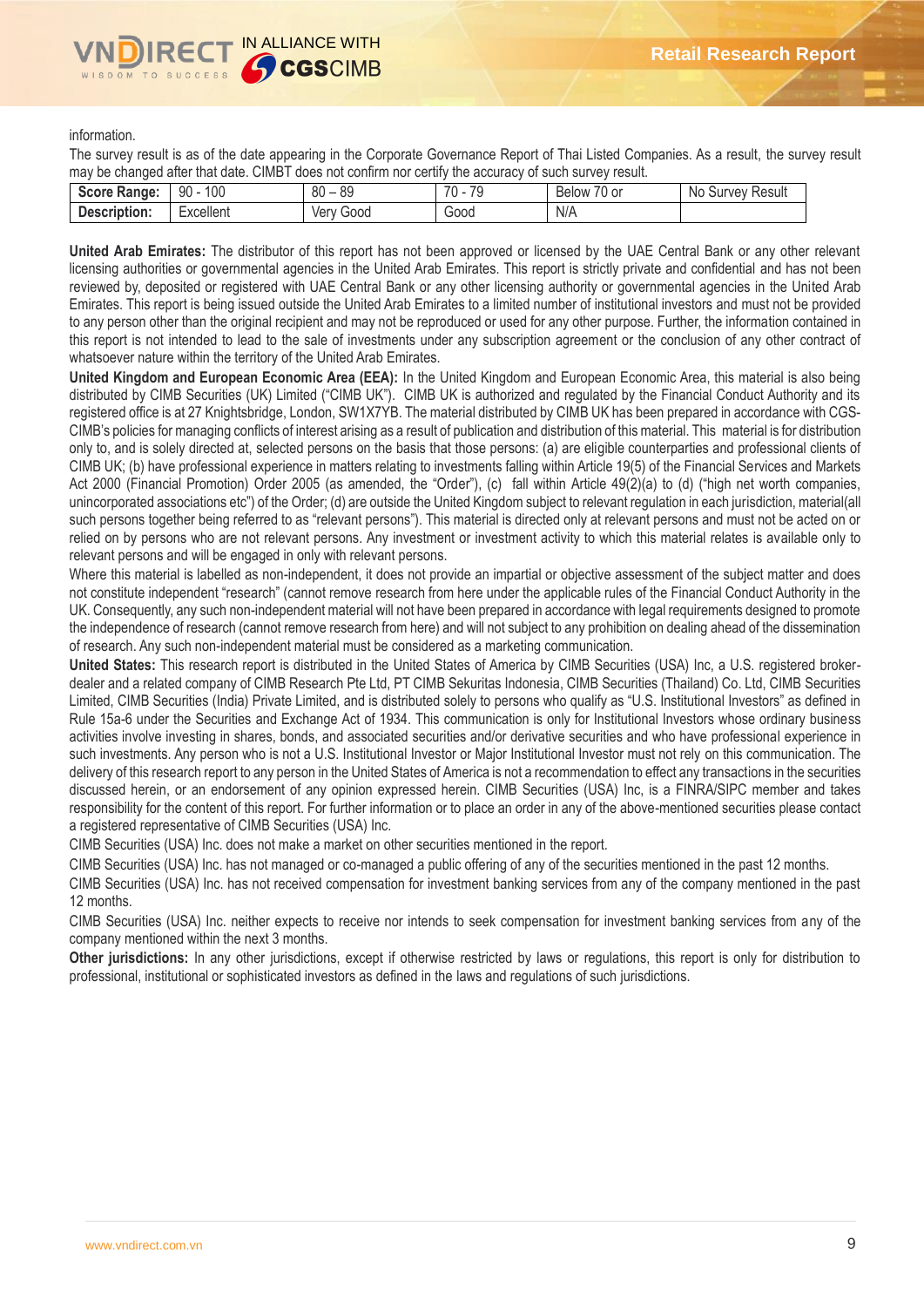information.

The survey result is as of the date appearing in the Corporate Governance Report of Thai Listed Companies. As a result, the survey result may be changed after that date. CIMBT does not confirm nor certify the accuracy of such survey result.

| **Score Range:** | 90 - 100 | 80 – 89 | 70 - 79 | Below 70 or | No Survey Result |
|---|---|---|---|---|---|
| **Description:** | Excellent | Very Good | Good | N/A | |

**United Arab Emirates:** The distributor of this report has not been approved or licensed by the UAE Central Bank or any other relevant licensing authorities or governmental agencies in the United Arab Emirates. This report is strictly private and confidential and has not been reviewed by, deposited or registered with UAE Central Bank or any other licensing authority or governmental agencies in the United Arab Emirates. This report is being issued outside the United Arab Emirates to a limited number of institutional investors and must not be provided to any person other than the original recipient and may not be reproduced or used for any other purpose. Further, the information contained in this report is not intended to lead to the sale of investments under any subscription agreement or the conclusion of any other contract of whatsoever nature within the territory of the United Arab Emirates.

**United Kingdom and European Economic Area (EEA):** In the United Kingdom and European Economic Area, this material is also being distributed by CIMB Securities (UK) Limited ("CIMB UK"). CIMB UK is authorized and regulated by the Financial Conduct Authority and its registered office is at 27 Knightsbridge, London, SW1X7YB. The material distributed by CIMB UK has been prepared in accordance with CGS-CIMB's policies for managing conflicts of interest arising as a result of publication and distribution of this material. This material is for distribution only to, and is solely directed at, selected persons on the basis that those persons: (a) are eligible counterparties and professional clients of CIMB UK; (b) have professional experience in matters relating to investments falling within Article 19(5) of the Financial Services and Markets Act 2000 (Financial Promotion) Order 2005 (as amended, the "Order"), (c) fall within Article 49(2)(a) to (d) ("high net worth companies, unincorporated associations etc") of the Order; (d) are outside the United Kingdom subject to relevant regulation in each jurisdiction, material(all such persons together being referred to as "relevant persons"). This material is directed only at relevant persons and must not be acted on or relied on by persons who are not relevant persons. Any investment or investment activity to which this material relates is available only to relevant persons and will be engaged in only with relevant persons.

Where this material is labelled as non-independent, it does not provide an impartial or objective assessment of the subject matter and does not constitute independent "research" (cannot remove research from here under the applicable rules of the Financial Conduct Authority in the UK. Consequently, any such non-independent material will not have been prepared in accordance with legal requirements designed to promote the independence of research (cannot remove research from here) and will not subject to any prohibition on dealing ahead of the dissemination of research. Any such non-independent material must be considered as a marketing communication.

**United States:** This research report is distributed in the United States of America by CIMB Securities (USA) Inc, a U.S. registered broker-dealer and a related company of CIMB Research Pte Ltd, PT CIMB Sekuritas Indonesia, CIMB Securities (Thailand) Co. Ltd, CIMB Securities Limited, CIMB Securities (India) Private Limited, and is distributed solely to persons who qualify as "U.S. Institutional Investors" as defined in Rule 15a-6 under the Securities and Exchange Act of 1934. This communication is only for Institutional Investors whose ordinary business activities involve investing in shares, bonds, and associated securities and/or derivative securities and who have professional experience in such investments. Any person who is not a U.S. Institutional Investor or Major Institutional Investor must not rely on this communication. The delivery of this research report to any person in the United States of America is not a recommendation to effect any transactions in the securities discussed herein, or an endorsement of any opinion expressed herein. CIMB Securities (USA) Inc, is a FINRA/SIPC member and takes responsibility for the content of this report. For further information or to place an order in any of the above-mentioned securities please contact a registered representative of CIMB Securities (USA) Inc.

CIMB Securities (USA) Inc. does not make a market on other securities mentioned in the report.

CIMB Securities (USA) Inc. has not managed or co-managed a public offering of any of the securities mentioned in the past 12 months.

CIMB Securities (USA) Inc. has not received compensation for investment banking services from any of the company mentioned in the past 12 months.

CIMB Securities (USA) Inc. neither expects to receive nor intends to seek compensation for investment banking services from any of the company mentioned within the next 3 months.

**Other jurisdictions:** In any other jurisdictions, except if otherwise restricted by laws or regulations, this report is only for distribution to professional, institutional or sophisticated investors as defined in the laws and regulations of such jurisdictions.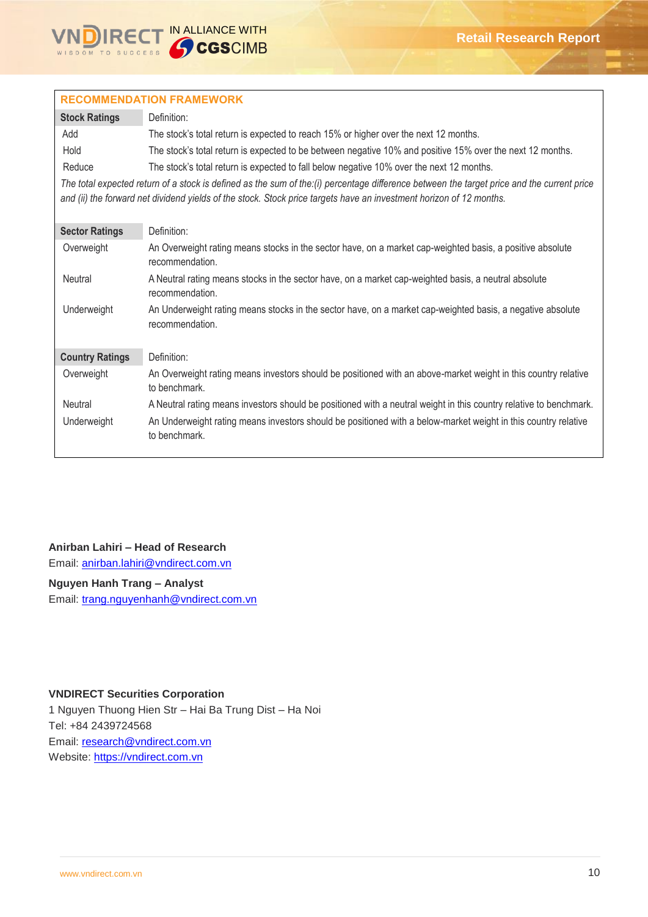## RECOMMENDATION FRAMEWORK

| **Stock Ratings** | Definition: |
|---|---|
| Add | The stock's total return is expected to reach 15% or higher over the next 12 months. |
| Hold | The stock's total return is expected to be between negative 10% and positive 15% over the next 12 months. |
| Reduce | The stock's total return is expected to fall below negative 10% over the next 12 months. |

*The total expected return of a stock is defined as the sum of the:(i) percentage difference between the target price and the current price and (ii) the forward net dividend yields of the stock. Stock price targets have an investment horizon of 12 months.*

| **Sector Ratings** | Definition: |
|---|---|
| Overweight | An Overweight rating means stocks in the sector have, on a market cap-weighted basis, a positive absolute recommendation. |
| Neutral | A Neutral rating means stocks in the sector have, on a market cap-weighted basis, a neutral absolute recommendation. |
| Underweight | An Underweight rating means stocks in the sector have, on a market cap-weighted basis, a negative absolute recommendation. |

| **Country Ratings** | Definition: |
|---|---|
| Overweight | An Overweight rating means investors should be positioned with an above-market weight in this country relative to benchmark. |
| Neutral | A Neutral rating means investors should be positioned with a neutral weight in this country relative to benchmark. |
| Underweight | An Underweight rating means investors should be positioned with a below-market weight in this country relative to benchmark. |

**Anirban Lahiri – Head of Research**
Email: anirban.lahiri@vndirect.com.vn

**Nguyen Hanh Trang – Analyst**
Email: trang.nguyenhanh@vndirect.com.vn

**VNDIRECT Securities Corporation**
1 Nguyen Thuong Hien Str – Hai Ba Trung Dist – Ha Noi
Tel: +84 2439724568
Email: research@vndirect.com.vn
Website: https://vndirect.com.vn